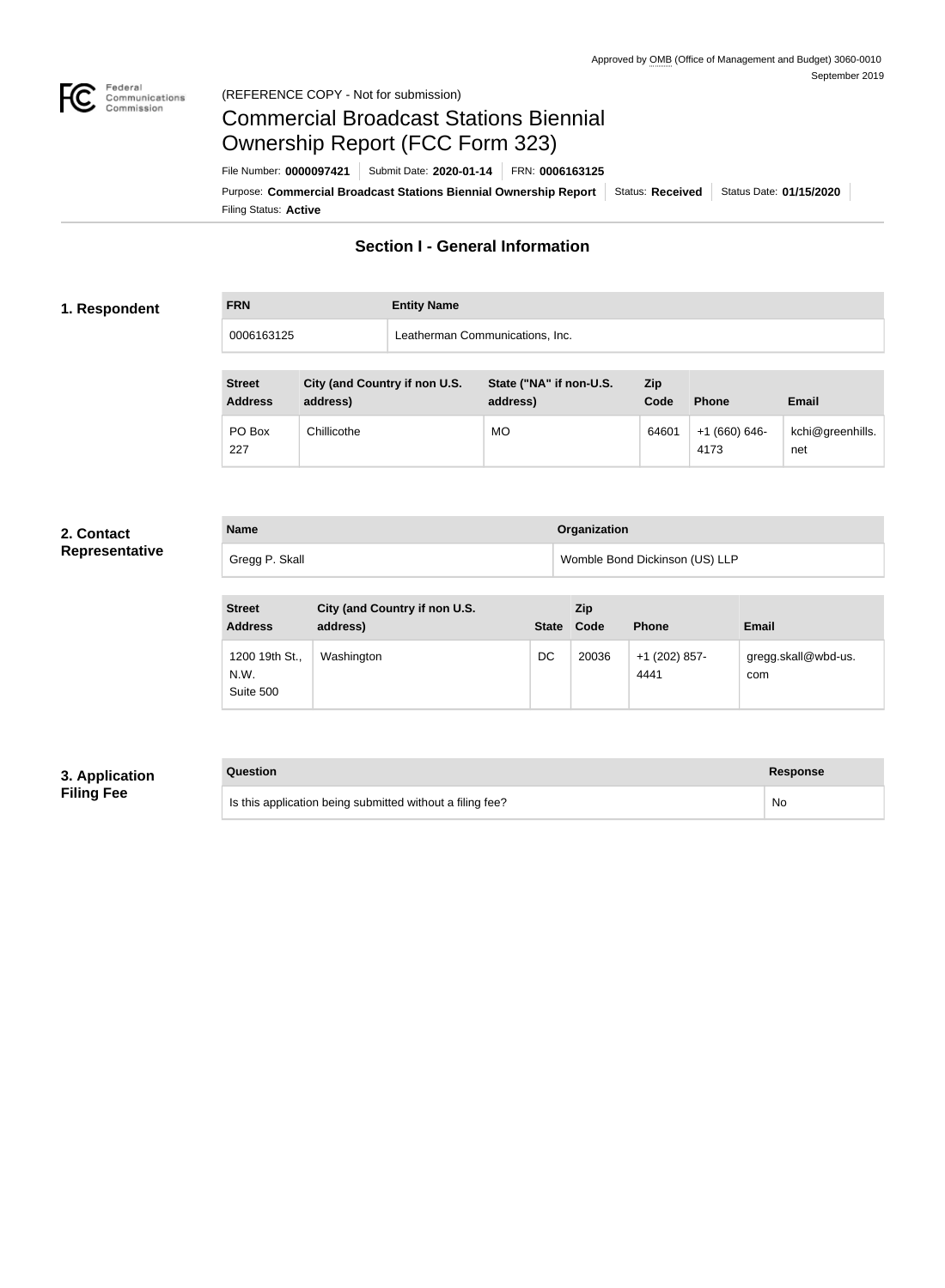Approved by OMB (Office of Management and Budget) 3060-0010
September 2019

(REFERENCE COPY - Not for submission)

# Commercial Broadcast Stations Biennial Ownership Report (FCC Form 323)

File Number: **0000097421** | Submit Date: **2020-01-14** | FRN: **0006163125**

Purpose: **Commercial Broadcast Stations Biennial Ownership Report** | Status: **Received** | Status Date: **01/15/2020**

Filing Status: **Active**

## Section I - General Information

### 1. Respondent

| FRN | Entity Name |
|---|---|
| 0006163125 | Leatherman Communications, Inc. |

| Street Address | City (and Country if non U.S. address) | State ("NA" if non-U.S. address) | Zip Code | Phone | Email |
|---|---|---|---|---|---|
| PO Box 227 | Chillicothe | MO | 64601 | +1 (660) 646-4173 | kchi@greenhills.net |

### 2. Contact Representative

| Name | Organization |
|---|---|
| Gregg P. Skall | Womble Bond Dickinson (US) LLP |

| Street Address | City (and Country if non U.S. address) | State | Zip Code | Phone | Email |
|---|---|---|---|---|---|
| 1200 19th St., N.W. Suite 500 | Washington | DC | 20036 | +1 (202) 857-4441 | gregg.skall@wbd-us.com |

### 3. Application Filing Fee

| Question | Response |
|---|---|
| Is this application being submitted without a filing fee? | No |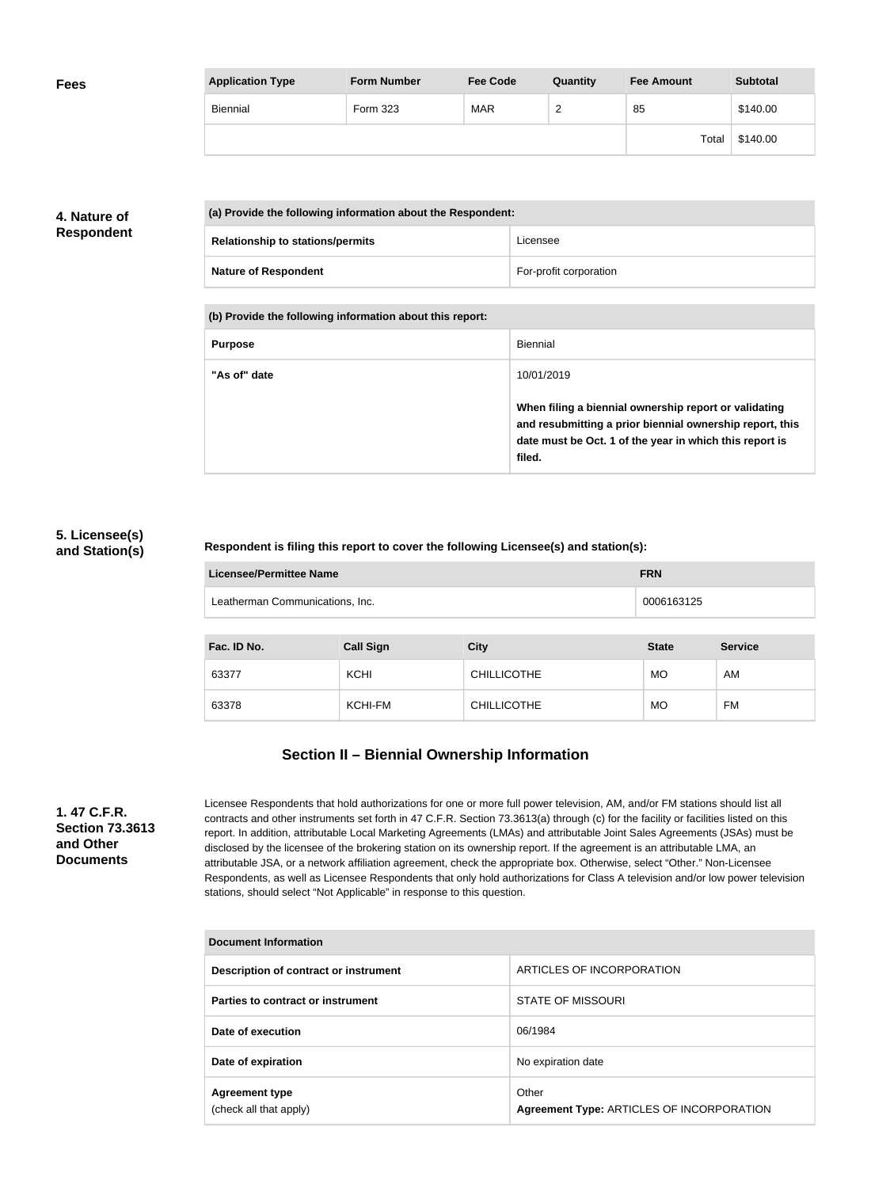## Fees

| Application Type | Form Number | Fee Code | Quantity | Fee Amount | Subtotal |
|---|---|---|---|---|---|
| Biennial | Form 323 | MAR | 2 | 85 | $140.00 |
| | | | | Total | $140.00 |

## 4. Nature of Respondent

| (a) Provide the following information about the Respondent: | |
|---|---|
| Relationship to stations/permits | Licensee |
| Nature of Respondent | For-profit corporation |

| (b) Provide the following information about this report: | |
|---|---|
| Purpose | Biennial |
| "As of" date | 10/01/2019<br><br>**When filing a biennial ownership report or validating and resubmitting a prior biennial ownership report, this date must be Oct. 1 of the year in which this report is filed.** |

## 5. Licensee(s) and Station(s)

**Respondent is filing this report to cover the following Licensee(s) and station(s):**

| Licensee/Permittee Name | FRN |
|---|---|
| Leatherman Communications, Inc. | 0006163125 |

| Fac. ID No. | Call Sign | City | State | Service |
|---|---|---|---|---|
| 63377 | KCHI | CHILLICOTHE | MO | AM |
| 63378 | KCHI-FM | CHILLICOTHE | MO | FM |

# Section II – Biennial Ownership Information

## 1. 47 C.F.R. Section 73.3613 and Other Documents

Licensee Respondents that hold authorizations for one or more full power television, AM, and/or FM stations should list all contracts and other instruments set forth in 47 C.F.R. Section 73.3613(a) through (c) for the facility or facilities listed on this report. In addition, attributable Local Marketing Agreements (LMAs) and attributable Joint Sales Agreements (JSAs) must be disclosed by the licensee of the brokering station on its ownership report. If the agreement is an attributable LMA, an attributable JSA, or a network affiliation agreement, check the appropriate box. Otherwise, select "Other." Non-Licensee Respondents, as well as Licensee Respondents that only hold authorizations for Class A television and/or low power television stations, should select "Not Applicable" in response to this question.

| Document Information | |
|---|---|
| Description of contract or instrument | ARTICLES OF INCORPORATION |
| Parties to contract or instrument | STATE OF MISSOURI |
| Date of execution | 06/1984 |
| Date of expiration | No expiration date |
| Agreement type<br>(check all that apply) | Other<br>**Agreement Type:** ARTICLES OF INCORPORATION |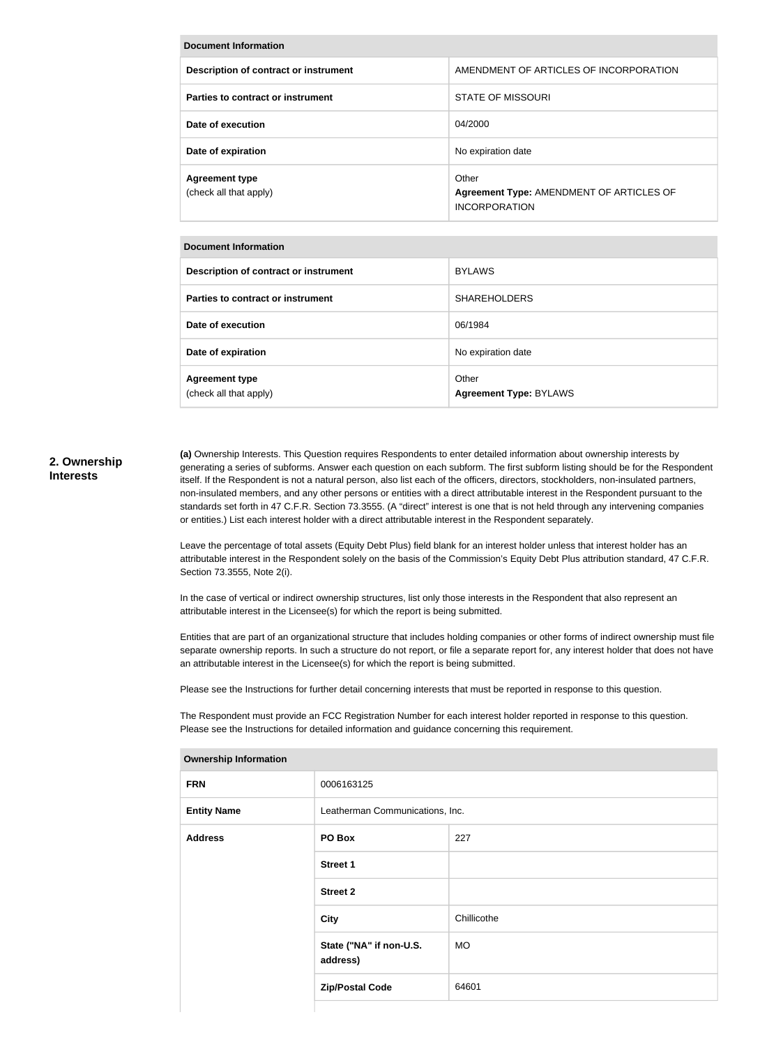| Document Information | |
|---|---|
| Description of contract or instrument | AMENDMENT OF ARTICLES OF INCORPORATION |
| Parties to contract or instrument | STATE OF MISSOURI |
| Date of execution | 04/2000 |
| Date of expiration | No expiration date |
| Agreement type<br>(check all that apply) | Other<br>**Agreement Type:** AMENDMENT OF ARTICLES OF INCORPORATION |

| Document Information | |
|---|---|
| Description of contract or instrument | BYLAWS |
| Parties to contract or instrument | SHAREHOLDERS |
| Date of execution | 06/1984 |
| Date of expiration | No expiration date |
| Agreement type<br>(check all that apply) | Other<br>**Agreement Type:** BYLAWS |

## 2. Ownership Interests

**(a)** Ownership Interests. This Question requires Respondents to enter detailed information about ownership interests by generating a series of subforms. Answer each question on each subform. The first subform listing should be for the Respondent itself. If the Respondent is not a natural person, also list each of the officers, directors, stockholders, non-insulated partners, non-insulated members, and any other persons or entities with a direct attributable interest in the Respondent pursuant to the standards set forth in 47 C.F.R. Section 73.3555. (A "direct" interest is one that is not held through any intervening companies or entities.) List each interest holder with a direct attributable interest in the Respondent separately.

Leave the percentage of total assets (Equity Debt Plus) field blank for an interest holder unless that interest holder has an attributable interest in the Respondent solely on the basis of the Commission's Equity Debt Plus attribution standard, 47 C.F.R. Section 73.3555, Note 2(i).

In the case of vertical or indirect ownership structures, list only those interests in the Respondent that also represent an attributable interest in the Licensee(s) for which the report is being submitted.

Entities that are part of an organizational structure that includes holding companies or other forms of indirect ownership must file separate ownership reports. In such a structure do not report, or file a separate report for, any interest holder that does not have an attributable interest in the Licensee(s) for which the report is being submitted.

Please see the Instructions for further detail concerning interests that must be reported in response to this question.

The Respondent must provide an FCC Registration Number for each interest holder reported in response to this question. Please see the Instructions for detailed information and guidance concerning this requirement.

| Ownership Information | | |
|---|---|---|
| FRN | 0006163125 | |
| Entity Name | Leatherman Communications, Inc. | |
| Address | PO Box | 227 |
| | Street 1 | |
| | Street 2 | |
| | City | Chillicothe |
| | State ("NA" if non-U.S. address) | MO |
| | Zip/Postal Code | 64601 |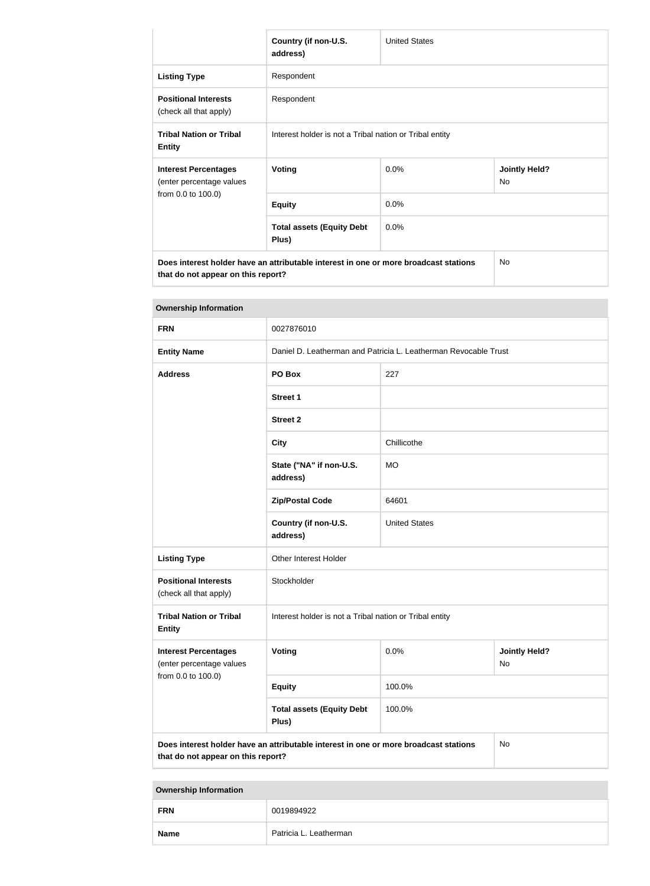| | | | |
|---|---|---|---|
| | **Country (if non-U.S. address)** | United States | |
| **Listing Type** | Respondent | | |
| **Positional Interests** (check all that apply) | Respondent | | |
| **Tribal Nation or Tribal Entity** | Interest holder is not a Tribal nation or Tribal entity | | |
| **Interest Percentages** (enter percentage values from 0.0 to 100.0) | **Voting** | 0.0% | **Jointly Held?** No |
| | **Equity** | 0.0% | |
| | **Total assets (Equity Debt Plus)** | 0.0% | |
| **Does interest holder have an attributable interest in one or more broadcast stations that do not appear on this report?** | | | No |

| **Ownership Information** | | | |
|---|---|---|---|
| **FRN** | 0027876010 | | |
| **Entity Name** | Daniel D. Leatherman and Patricia L. Leatherman Revocable Trust | | |
| **Address** | **PO Box** | 227 | |
| | **Street 1** | | |
| | **Street 2** | | |
| | **City** | Chillicothe | |
| | **State ("NA" if non-U.S. address)** | MO | |
| | **Zip/Postal Code** | 64601 | |
| | **Country (if non-U.S. address)** | United States | |
| **Listing Type** | Other Interest Holder | | |
| **Positional Interests** (check all that apply) | Stockholder | | |
| **Tribal Nation or Tribal Entity** | Interest holder is not a Tribal nation or Tribal entity | | |
| **Interest Percentages** (enter percentage values from 0.0 to 100.0) | **Voting** | 0.0% | **Jointly Held?** No |
| | **Equity** | 100.0% | |
| | **Total assets (Equity Debt Plus)** | 100.0% | |
| **Does interest holder have an attributable interest in one or more broadcast stations that do not appear on this report?** | | | No |

| **Ownership Information** | |
|---|---|
| **FRN** | 0019894922 |
| **Name** | Patricia L. Leatherman |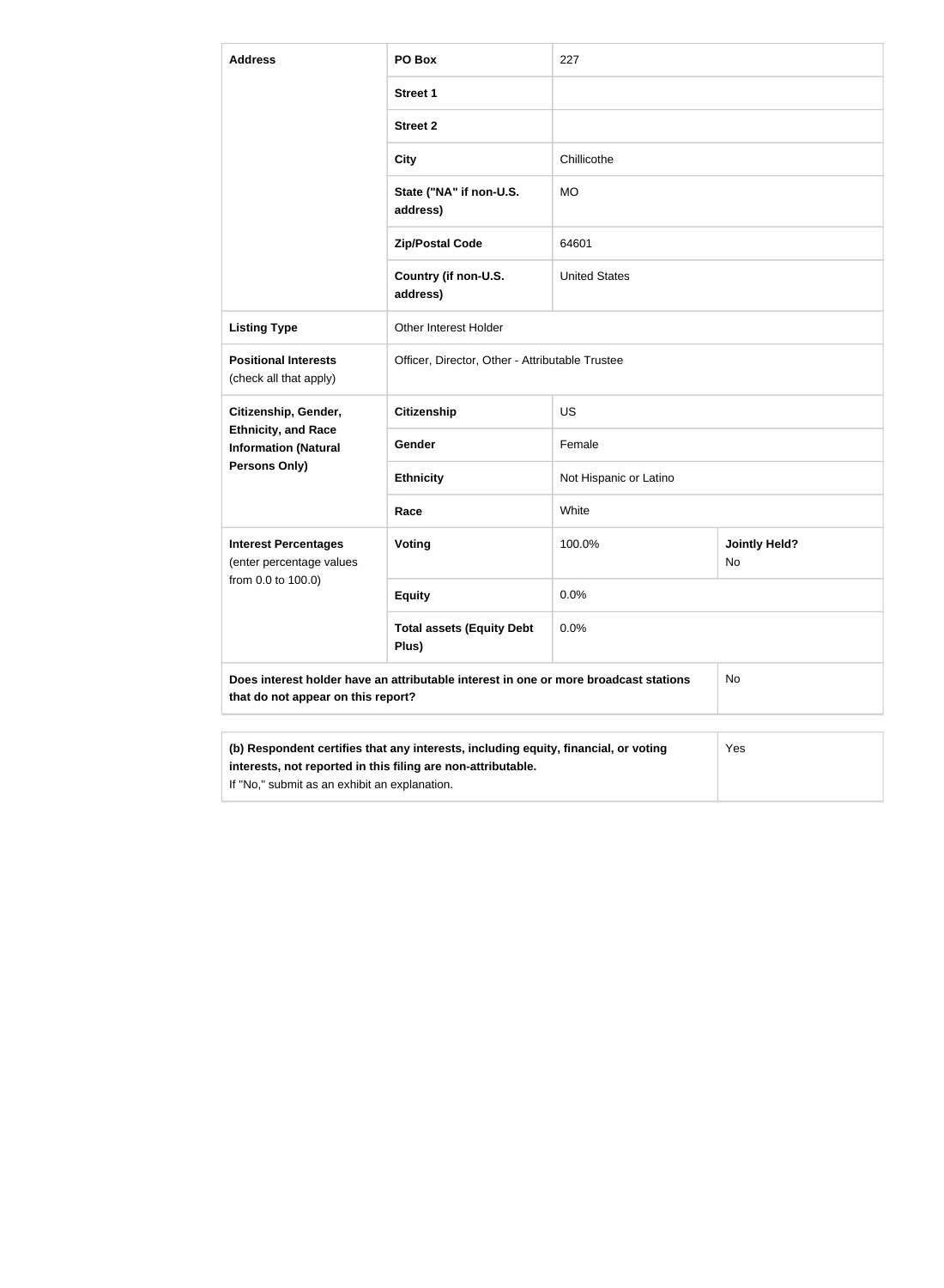| | | | |
|---|---|---|---|
| **Address** | **PO Box** | 227 | |
| | **Street 1** | | |
| | **Street 2** | | |
| | **City** | Chillicothe | |
| | **State ("NA" if non-U.S. address)** | MO | |
| | **Zip/Postal Code** | 64601 | |
| | **Country (if non-U.S. address)** | United States | |
| **Listing Type** | Other Interest Holder | | |
| **Positional Interests** (check all that apply) | Officer, Director, Other - Attributable Trustee | | |
| **Citizenship, Gender, Ethnicity, and Race Information (Natural Persons Only)** | **Citizenship** | US | |
| | **Gender** | Female | |
| | **Ethnicity** | Not Hispanic or Latino | |
| | **Race** | White | |
| **Interest Percentages** (enter percentage values from 0.0 to 100.0) | **Voting** | 100.0% | **Jointly Held?** No |
| | **Equity** | 0.0% | |
| | **Total assets (Equity Debt Plus)** | 0.0% | |
| **Does interest holder have an attributable interest in one or more broadcast stations that do not appear on this report?** | | | No |

| | |
|---|---|
| **(b) Respondent certifies that any interests, including equity, financial, or voting interests, not reported in this filing are non-attributable.** If "No," submit as an exhibit an explanation. | Yes |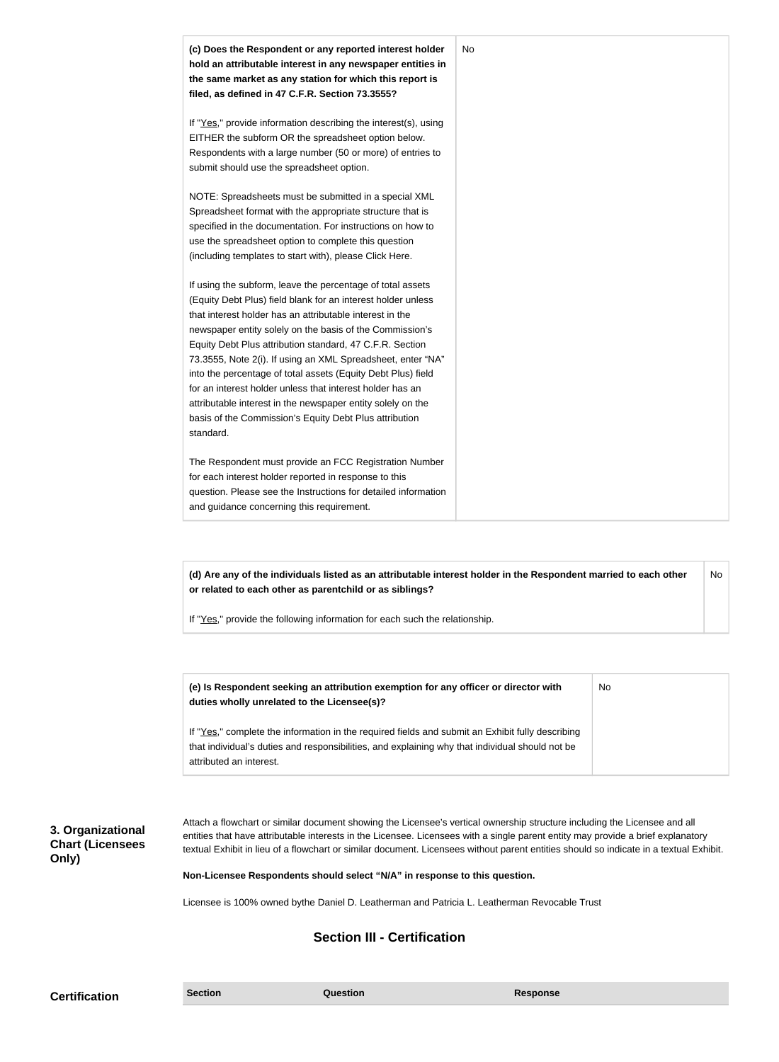| **(c) Does the Respondent or any reported interest holder hold an attributable interest in any newspaper entities in the same market as any station for which this report is filed, as defined in 47 C.F.R. Section 73.3555?**<br><br>If "Yes," provide information describing the interest(s), using EITHER the subform OR the spreadsheet option below. Respondents with a large number (50 or more) of entries to submit should use the spreadsheet option.<br><br>NOTE: Spreadsheets must be submitted in a special XML Spreadsheet format with the appropriate structure that is specified in the documentation. For instructions on how to use the spreadsheet option to complete this question (including templates to start with), please Click Here.<br><br>If using the subform, leave the percentage of total assets (Equity Debt Plus) field blank for an interest holder unless that interest holder has an attributable interest in the newspaper entity solely on the basis of the Commission's Equity Debt Plus attribution standard, 47 C.F.R. Section 73.3555, Note 2(i). If using an XML Spreadsheet, enter "NA" into the percentage of total assets (Equity Debt Plus) field for an interest holder unless that interest holder has an attributable interest in the newspaper entity solely on the basis of the Commission's Equity Debt Plus attribution standard.<br><br>The Respondent must provide an FCC Registration Number for each interest holder reported in response to this question. Please see the Instructions for detailed information and guidance concerning this requirement. | No |
|---|---|

| **(d) Are any of the individuals listed as an attributable interest holder in the Respondent married to each other or related to each other as parentchild or as siblings?**<br><br>If "Yes," provide the following information for each such the relationship. | No |
|---|---|

| **(e) Is Respondent seeking an attribution exemption for any officer or director with duties wholly unrelated to the Licensee(s)?**<br><br>If "Yes," complete the information in the required fields and submit an Exhibit fully describing that individual's duties and responsibilities, and explaining why that individual should not be attributed an interest. | No |
|---|---|

**3. Organizational Chart (Licensees Only)**

Attach a flowchart or similar document showing the Licensee's vertical ownership structure including the Licensee and all entities that have attributable interests in the Licensee. Licensees with a single parent entity may provide a brief explanatory textual Exhibit in lieu of a flowchart or similar document. Licensees without parent entities should so indicate in a textual Exhibit.

**Non-Licensee Respondents should select "N/A" in response to this question.**

Licensee is 100% owned bythe Daniel D. Leatherman and Patricia L. Leatherman Revocable Trust

## Section III - Certification

**Certification**

| Section | Question | Response |
|---|---|---|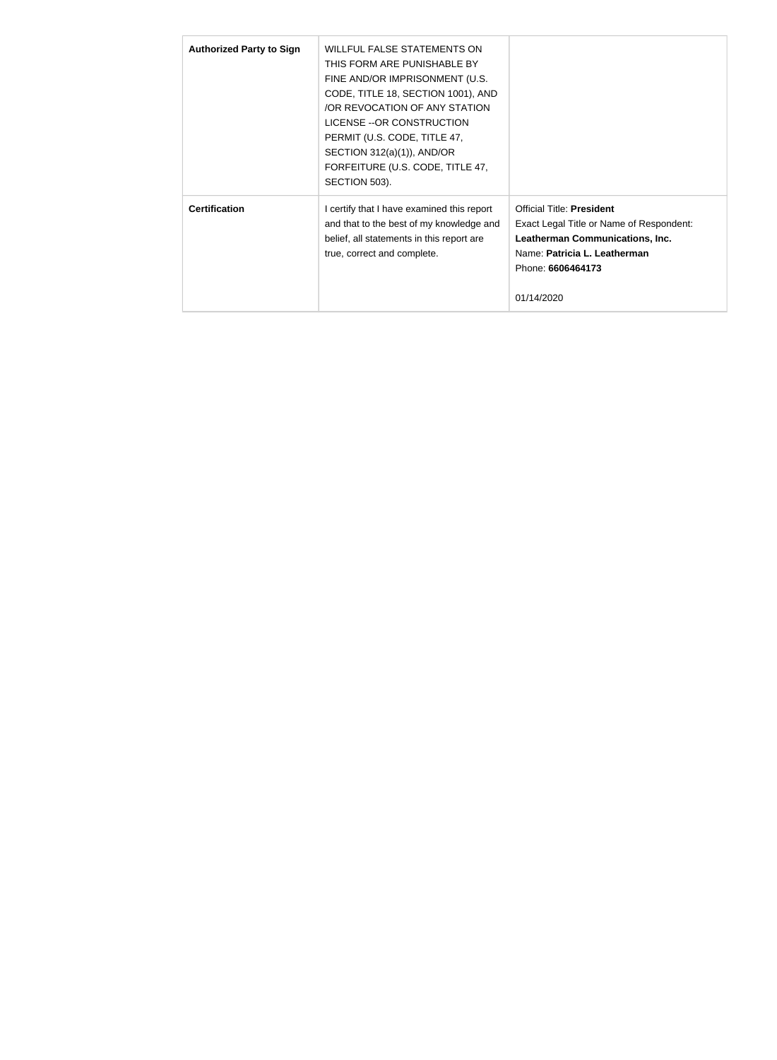| | | |
|---|---|---|
| **Authorized Party to Sign** | WILLFUL FALSE STATEMENTS ON THIS FORM ARE PUNISHABLE BY FINE AND/OR IMPRISONMENT (U.S. CODE, TITLE 18, SECTION 1001), AND /OR REVOCATION OF ANY STATION LICENSE --OR CONSTRUCTION PERMIT (U.S. CODE, TITLE 47, SECTION 312(a)(1)), AND/OR FORFEITURE (U.S. CODE, TITLE 47, SECTION 503). | |
| **Certification** | I certify that I have examined this report and that to the best of my knowledge and belief, all statements in this report are true, correct and complete. | Official Title: **President**<br>Exact Legal Title or Name of Respondent: **Leatherman Communications, Inc.**<br>Name: **Patricia L. Leatherman**<br>Phone: **6606464173**<br><br>01/14/2020 |